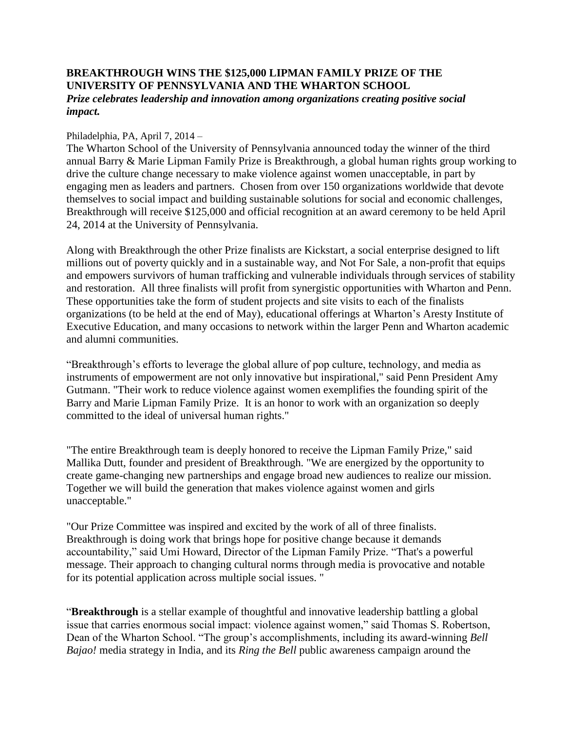**BREAKTHROUGH WINS THE $125,000 LIPMAN FAMILY PRIZE OF THE UNIVERSITY OF PENNSYLVANIA AND THE WHARTON SCHOOL**
***Prize celebrates leadership and innovation among organizations creating positive social impact.***

Philadelphia, PA, April 7, 2014 –
The Wharton School of the University of Pennsylvania announced today the winner of the third annual Barry & Marie Lipman Family Prize is Breakthrough, a global human rights group working to drive the culture change necessary to make violence against women unacceptable, in part by engaging men as leaders and partners. Chosen from over 150 organizations worldwide that devote themselves to social impact and building sustainable solutions for social and economic challenges, Breakthrough will receive $125,000 and official recognition at an award ceremony to be held April 24, 2014 at the University of Pennsylvania.

Along with Breakthrough the other Prize finalists are Kickstart, a social enterprise designed to lift millions out of poverty quickly and in a sustainable way, and Not For Sale, a non-profit that equips and empowers survivors of human trafficking and vulnerable individuals through services of stability and restoration. All three finalists will profit from synergistic opportunities with Wharton and Penn. These opportunities take the form of student projects and site visits to each of the finalists organizations (to be held at the end of May), educational offerings at Wharton's Aresty Institute of Executive Education, and many occasions to network within the larger Penn and Wharton academic and alumni communities.

"Breakthrough's efforts to leverage the global allure of pop culture, technology, and media as instruments of empowerment are not only innovative but inspirational," said Penn President Amy Gutmann. "Their work to reduce violence against women exemplifies the founding spirit of the Barry and Marie Lipman Family Prize. It is an honor to work with an organization so deeply committed to the ideal of universal human rights."

"The entire Breakthrough team is deeply honored to receive the Lipman Family Prize," said Mallika Dutt, founder and president of Breakthrough. "We are energized by the opportunity to create game-changing new partnerships and engage broad new audiences to realize our mission. Together we will build the generation that makes violence against women and girls unacceptable."

"Our Prize Committee was inspired and excited by the work of all of three finalists. Breakthrough is doing work that brings hope for positive change because it demands accountability," said Umi Howard, Director of the Lipman Family Prize. "That's a powerful message. Their approach to changing cultural norms through media is provocative and notable for its potential application across multiple social issues. "

"**Breakthrough** is a stellar example of thoughtful and innovative leadership battling a global issue that carries enormous social impact: violence against women," said Thomas S. Robertson, Dean of the Wharton School. "The group's accomplishments, including its award-winning *Bell Bajao!* media strategy in India, and its *Ring the Bell* public awareness campaign around the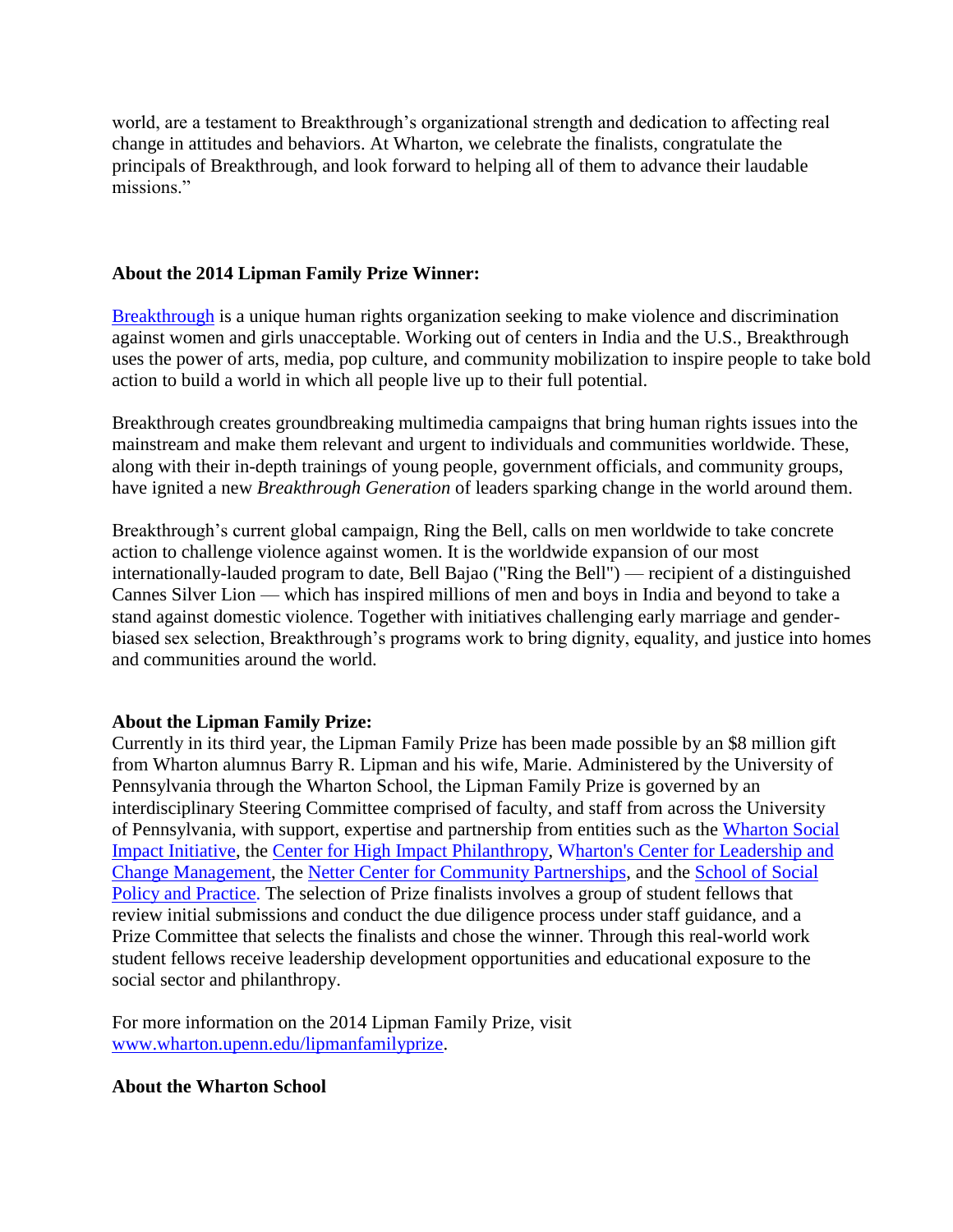world, are a testament to Breakthrough's organizational strength and dedication to affecting real change in attitudes and behaviors. At Wharton, we celebrate the finalists, congratulate the principals of Breakthrough, and look forward to helping all of them to advance their laudable missions."

**About the 2014 Lipman Family Prize Winner:**

[Breakthrough](Breakthrough) is a unique human rights organization seeking to make violence and discrimination against women and girls unacceptable. Working out of centers in India and the U.S., Breakthrough uses the power of arts, media, pop culture, and community mobilization to inspire people to take bold action to build a world in which all people live up to their full potential.

Breakthrough creates groundbreaking multimedia campaigns that bring human rights issues into the mainstream and make them relevant and urgent to individuals and communities worldwide. These, along with their in-depth trainings of young people, government officials, and community groups, have ignited a new *Breakthrough Generation* of leaders sparking change in the world around them.

Breakthrough's current global campaign, Ring the Bell, calls on men worldwide to take concrete action to challenge violence against women. It is the worldwide expansion of our most internationally-lauded program to date, Bell Bajao ("Ring the Bell") — recipient of a distinguished Cannes Silver Lion — which has inspired millions of men and boys in India and beyond to take a stand against domestic violence. Together with initiatives challenging early marriage and gender-biased sex selection, Breakthrough's programs work to bring dignity, equality, and justice into homes and communities around the world.

**About the Lipman Family Prize:**

Currently in its third year, the Lipman Family Prize has been made possible by an $8 million gift from Wharton alumnus Barry R. Lipman and his wife, Marie. Administered by the University of Pennsylvania through the Wharton School, the Lipman Family Prize is governed by an interdisciplinary Steering Committee comprised of faculty, and staff from across the University of Pennsylvania, with support, expertise and partnership from entities such as the Wharton Social Impact Initiative, the Center for High Impact Philanthropy, Wharton's Center for Leadership and Change Management, the Netter Center for Community Partnerships, and the School of Social Policy and Practice. The selection of Prize finalists involves a group of student fellows that review initial submissions and conduct the due diligence process under staff guidance, and a Prize Committee that selects the finalists and chose the winner. Through this real-world work student fellows receive leadership development opportunities and educational exposure to the social sector and philanthropy.

For more information on the 2014 Lipman Family Prize, visit www.wharton.upenn.edu/lipmanfamilyprize.

**About the Wharton School**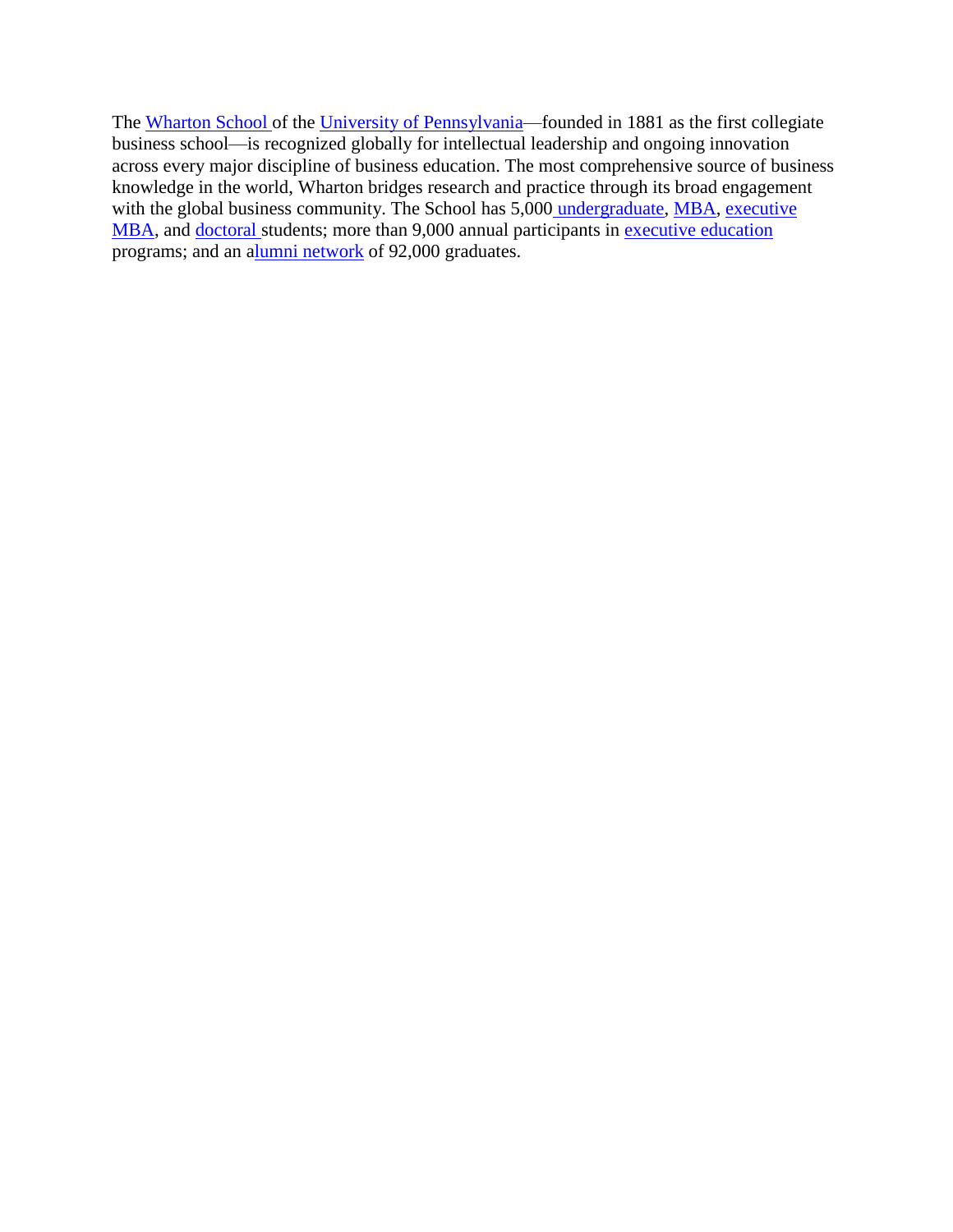The Wharton School of the University of Pennsylvania—founded in 1881 as the first collegiate business school—is recognized globally for intellectual leadership and ongoing innovation across every major discipline of business education. The most comprehensive source of business knowledge in the world, Wharton bridges research and practice through its broad engagement with the global business community. The School has 5,000 undergraduate, MBA, executive MBA, and doctoral students; more than 9,000 annual participants in executive education programs; and an alumni network of 92,000 graduates.